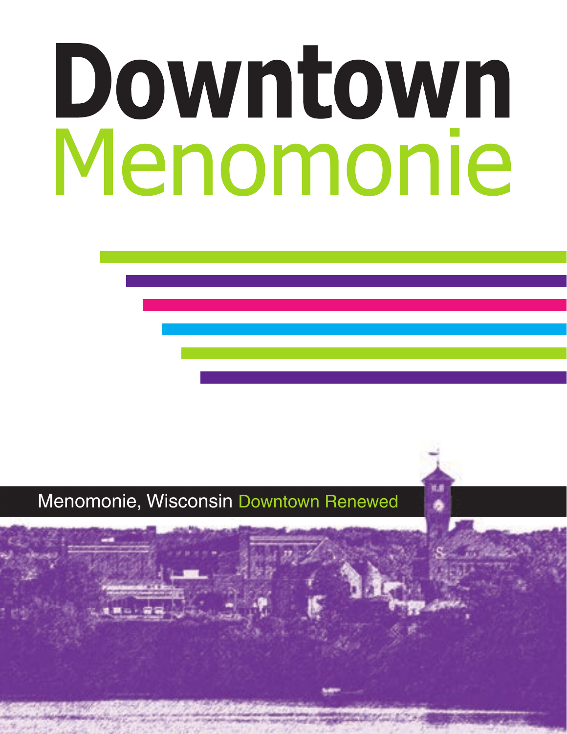# Downtown Menomonie

Menomonie, Wisconsin Downtown Renewed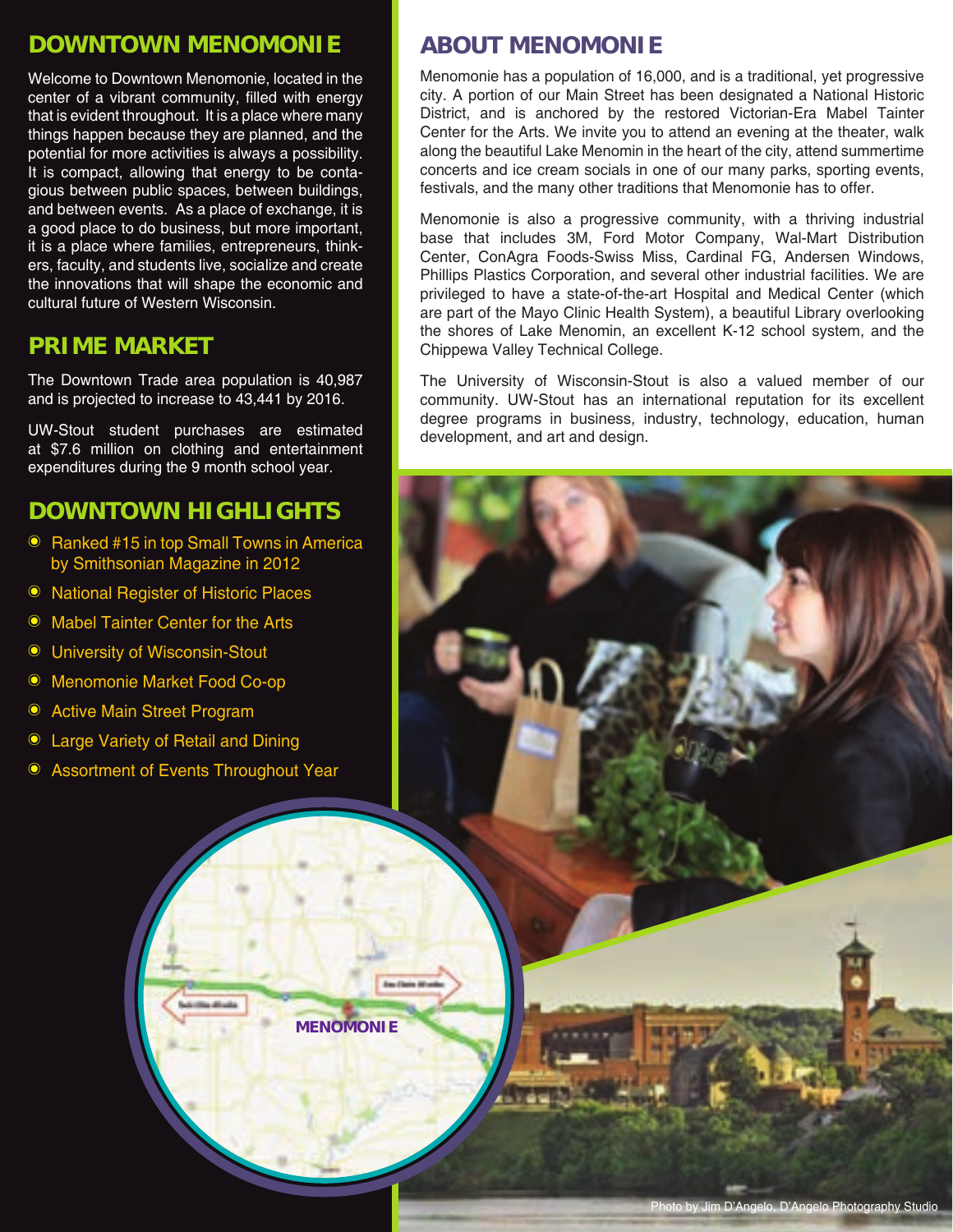## DOWNTOWN MENOMONIE

Welcome to Downtown Menomonie, located in the center of a vibrant community, filled with energy that is evident throughout. It is a place where many things happen because they are planned, and the potential for more activities is always a possibility. It is compact, allowing that energy to be contagious between public spaces, between buildings, and between events. As a place of exchange, it is a good place to do business, but more important, it is a place where families, entrepreneurs, thinkers, faculty, and students live, socialize and create the innovations that will shape the economic and cultural future of Western Wisconsin.

## PRIME MARKET

The Downtown Trade area population is 40,987 and is projected to increase to 43,441 by 2016.

UW-Stout student purchases are estimated at $7.6 million on clothing and entertainment expenditures during the 9 month school year.

## DOWNTOWN HIGHLIGHTS

- Ranked #15 in top Small Towns in America by Smithsonian Magazine in 2012
- National Register of Historic Places
- Mabel Tainter Center for the Arts
- University of Wisconsin-Stout
- Menomonie Market Food Co-op
- Active Main Street Program
- Large Variety of Retail and Dining
- Assortment of Events Throughout Year

MENOMONIE

## ABOUT MENOMONIE

Menomonie has a population of 16,000, and is a traditional, yet progressive city. A portion of our Main Street has been designated a National Historic District, and is anchored by the restored Victorian-Era Mabel Tainter Center for the Arts. We invite you to attend an evening at the theater, walk along the beautiful Lake Menomin in the heart of the city, attend summertime concerts and ice cream socials in one of our many parks, sporting events, festivals, and the many other traditions that Menomonie has to offer.

Menomonie is also a progressive community, with a thriving industrial base that includes 3M, Ford Motor Company, Wal-Mart Distribution Center, ConAgra Foods-Swiss Miss, Cardinal FG, Andersen Windows, Phillips Plastics Corporation, and several other industrial facilities. We are privileged to have a state-of-the-art Hospital and Medical Center (which are part of the Mayo Clinic Health System), a beautiful Library overlooking the shores of Lake Menomin, an excellent K-12 school system, and the Chippewa Valley Technical College.

The University of Wisconsin-Stout is also a valued member of our community. UW-Stout has an international reputation for its excellent degree programs in business, industry, technology, education, human development, and art and design.

Photo by Jim D'Angelo, D'Angelo Photography Studio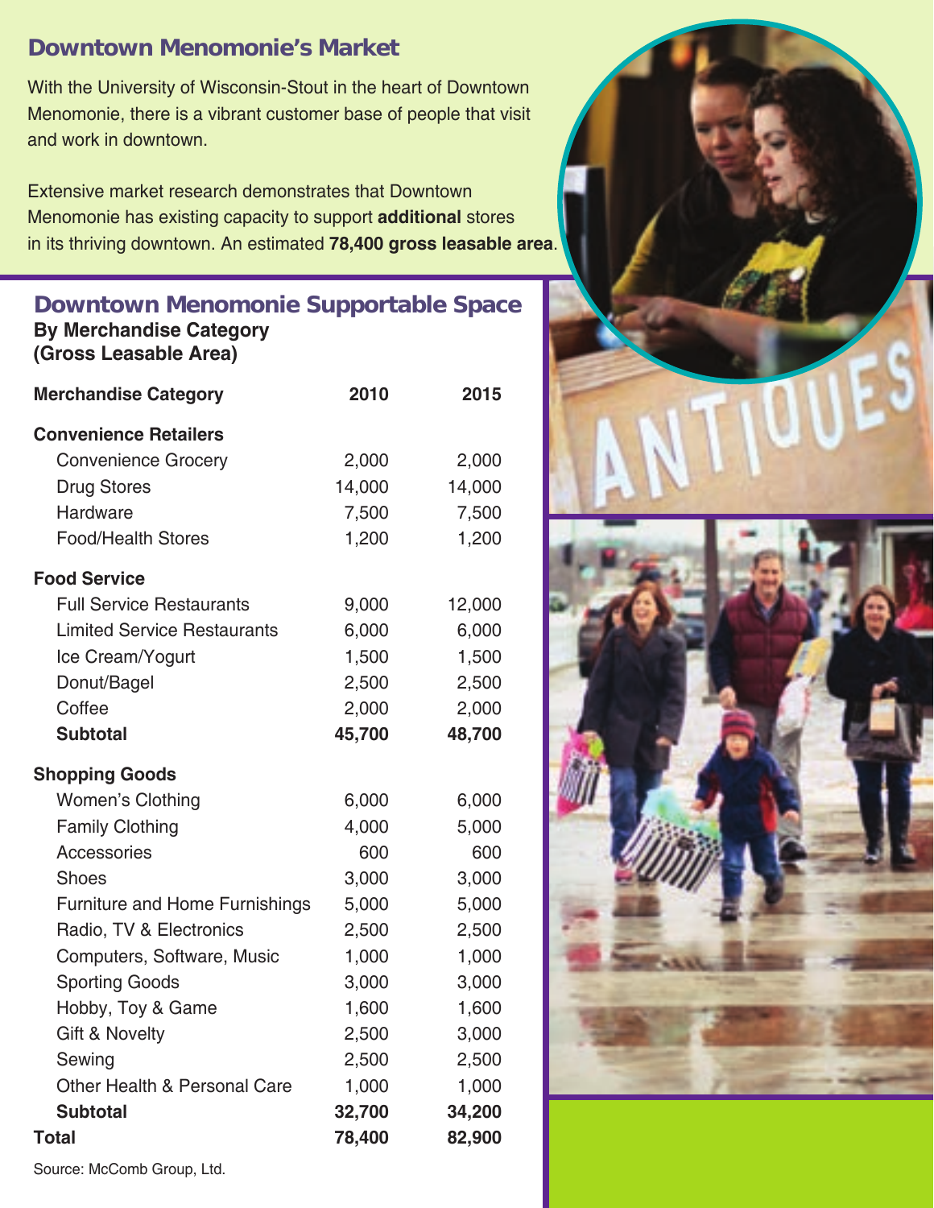## Downtown Menomonie's Market

With the University of Wisconsin-Stout in the heart of Downtown Menomonie, there is a vibrant customer base of people that visit and work in downtown.

Extensive market research demonstrates that Downtown Menomonie has existing capacity to support **additional** stores in its thriving downtown. An estimated **78,400 gross leasable area**.

## Downtown Menomonie Supportable Space

**By Merchandise Category**
**(Gross Leasable Area)**

| Merchandise Category | 2010 | 2015 |
|---|---|---|
| **Convenience Retailers** | | |
| Convenience Grocery | 2,000 | 2,000 |
| Drug Stores | 14,000 | 14,000 |
| Hardware | 7,500 | 7,500 |
| Food/Health Stores | 1,200 | 1,200 |
| **Food Service** | | |
| Full Service Restaurants | 9,000 | 12,000 |
| Limited Service Restaurants | 6,000 | 6,000 |
| Ice Cream/Yogurt | 1,500 | 1,500 |
| Donut/Bagel | 2,500 | 2,500 |
| Coffee | 2,000 | 2,000 |
| **Subtotal** | **45,700** | **48,700** |
| **Shopping Goods** | | |
| Women's Clothing | 6,000 | 6,000 |
| Family Clothing | 4,000 | 5,000 |
| Accessories | 600 | 600 |
| Shoes | 3,000 | 3,000 |
| Furniture and Home Furnishings | 5,000 | 5,000 |
| Radio, TV & Electronics | 2,500 | 2,500 |
| Computers, Software, Music | 1,000 | 1,000 |
| Sporting Goods | 3,000 | 3,000 |
| Hobby, Toy & Game | 1,600 | 1,600 |
| Gift & Novelty | 2,500 | 3,000 |
| Sewing | 2,500 | 2,500 |
| Other Health & Personal Care | 1,000 | 1,000 |
| **Subtotal** | **32,700** | **34,200** |
| **Total** | **78,400** | **82,900** |

Source: McComb Group, Ltd.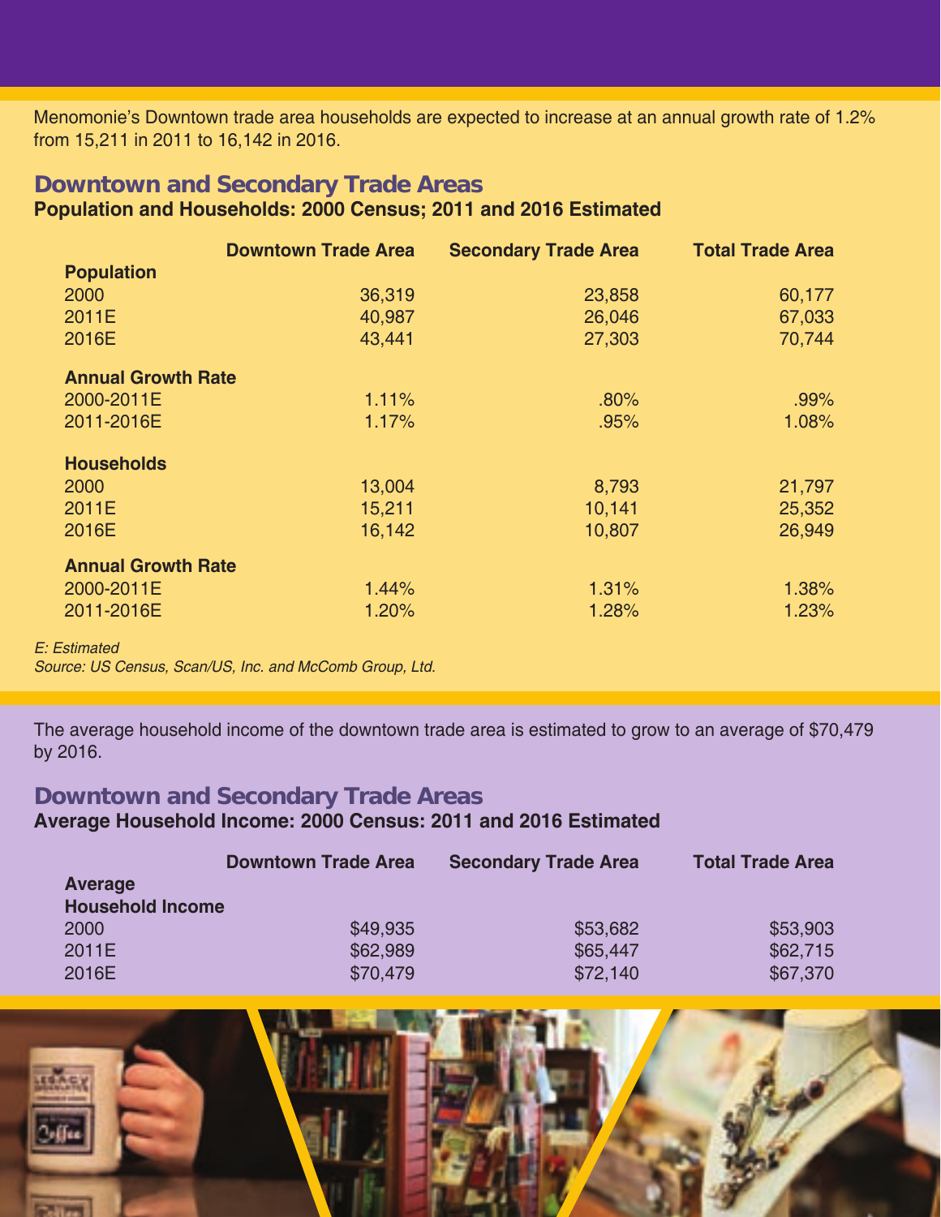Menomonie's Downtown trade area households are expected to increase at an annual growth rate of 1.2% from 15,211 in 2011 to 16,142 in 2016.

## Downtown and Secondary Trade Areas

**Population and Households: 2000 Census; 2011 and 2016 Estimated**

| | Downtown Trade Area | Secondary Trade Area | Total Trade Area |
|---|---|---|---|
| **Population** | | | |
| 2000 | 36,319 | 23,858 | 60,177 |
| 2011E | 40,987 | 26,046 | 67,033 |
| 2016E | 43,441 | 27,303 | 70,744 |
| **Annual Growth Rate** | | | |
| 2000-2011E | 1.11% | .80% | .99% |
| 2011-2016E | 1.17% | .95% | 1.08% |
| **Households** | | | |
| 2000 | 13,004 | 8,793 | 21,797 |
| 2011E | 15,211 | 10,141 | 25,352 |
| 2016E | 16,142 | 10,807 | 26,949 |
| **Annual Growth Rate** | | | |
| 2000-2011E | 1.44% | 1.31% | 1.38% |
| 2011-2016E | 1.20% | 1.28% | 1.23% |

*E: Estimated*

*Source: US Census, Scan/US, Inc. and McComb Group, Ltd.*

The average household income of the downtown trade area is estimated to grow to an average of $70,479 by 2016.

## Downtown and Secondary Trade Areas

**Average Household Income: 2000 Census: 2011 and 2016 Estimated**

| | Downtown Trade Area | Secondary Trade Area | Total Trade Area |
|---|---|---|---|
| **Average Household Income** | | | |
| 2000 | $49,935 | $53,682 | $53,903 |
| 2011E | $62,989 | $65,447 | $62,715 |
| 2016E | $70,479 | $72,140 | $67,370 |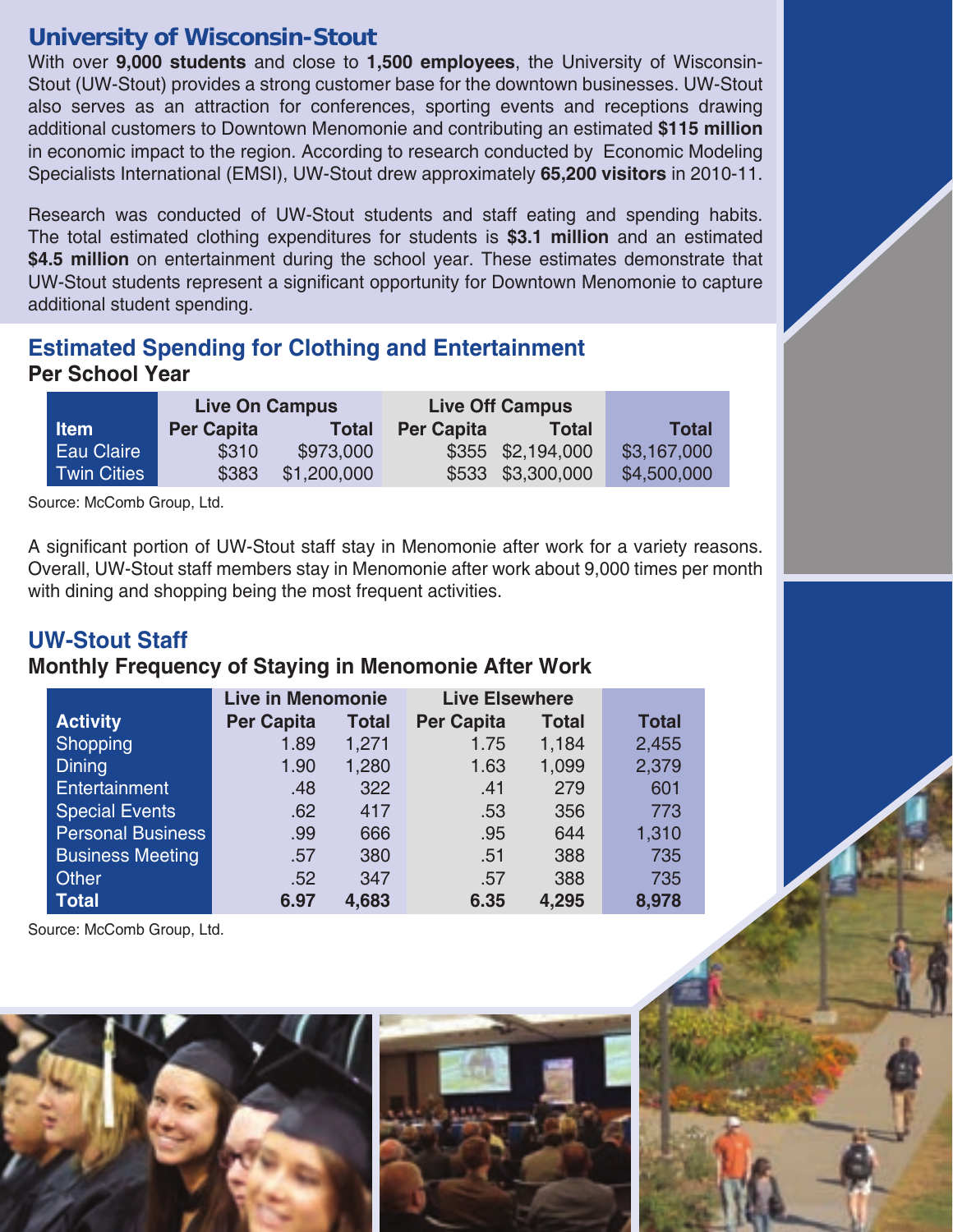## University of Wisconsin-Stout

With over **9,000 students** and close to **1,500 employees**, the University of Wisconsin-Stout (UW-Stout) provides a strong customer base for the downtown businesses. UW-Stout also serves as an attraction for conferences, sporting events and receptions drawing additional customers to Downtown Menomonie and contributing an estimated **$115 million** in economic impact to the region. According to research conducted by Economic Modeling Specialists International (EMSI), UW-Stout drew approximately **65,200 visitors** in 2010-11.

Research was conducted of UW-Stout students and staff eating and spending habits. The total estimated clothing expenditures for students is **$3.1 million** and an estimated **$4.5 million** on entertainment during the school year. These estimates demonstrate that UW-Stout students represent a significant opportunity for Downtown Menomonie to capture additional student spending.

### Estimated Spending for Clothing and Entertainment

**Per School Year**

| | Live On Campus | | Live Off Campus | | |
|---|---|---|---|---|---|
| **Item** | **Per Capita** | **Total** | **Per Capita** | **Total** | **Total** |
| Eau Claire | $310 | $973,000 | $355 | $2,194,000 | $3,167,000 |
| Twin Cities | $383 | $1,200,000 | $533 | $3,300,000 | $4,500,000 |

Source: McComb Group, Ltd.

A significant portion of UW-Stout staff stay in Menomonie after work for a variety reasons. Overall, UW-Stout staff members stay in Menomonie after work about 9,000 times per month with dining and shopping being the most frequent activities.

### UW-Stout Staff

**Monthly Frequency of Staying in Menomonie After Work**

| | Live in Menomonie | | Live Elsewhere | | |
|---|---|---|---|---|---|
| **Activity** | **Per Capita** | **Total** | **Per Capita** | **Total** | **Total** |
| Shopping | 1.89 | 1,271 | 1.75 | 1,184 | 2,455 |
| Dining | 1.90 | 1,280 | 1.63 | 1,099 | 2,379 |
| Entertainment | .48 | 322 | .41 | 279 | 601 |
| Special Events | .62 | 417 | .53 | 356 | 773 |
| Personal Business | .99 | 666 | .95 | 644 | 1,310 |
| Business Meeting | .57 | 380 | .51 | 388 | 735 |
| Other | .52 | 347 | .57 | 388 | 735 |
| **Total** | **6.97** | **4,683** | **6.35** | **4,295** | **8,978** |

Source: McComb Group, Ltd.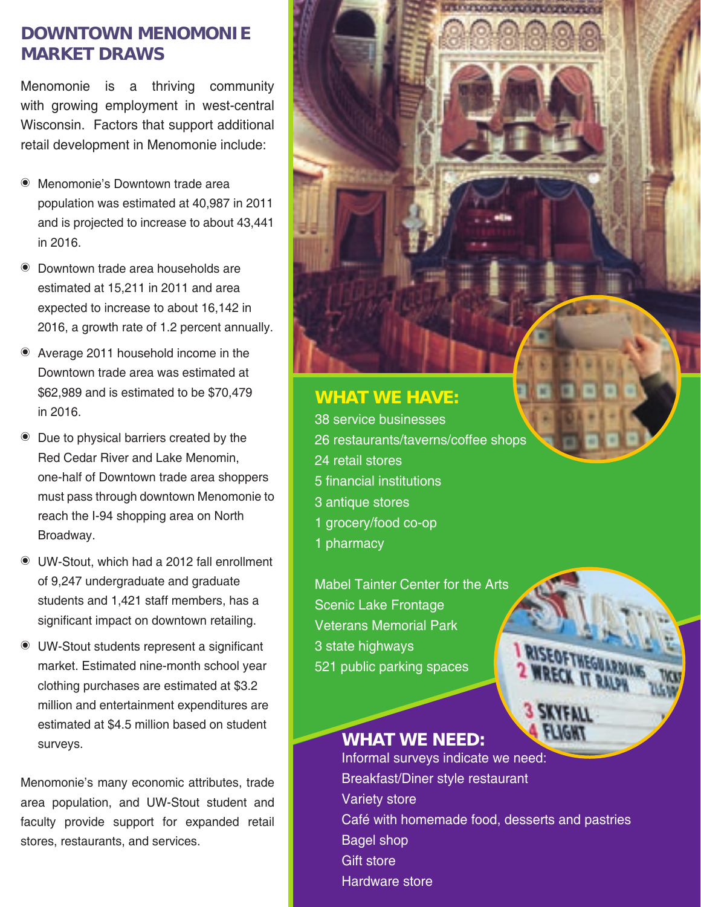## DOWNTOWN MENOMONIE MARKET DRAWS

Menomonie is a thriving community with growing employment in west-central Wisconsin. Factors that support additional retail development in Menomonie include:

- Menomonie's Downtown trade area population was estimated at 40,987 in 2011 and is projected to increase to about 43,441 in 2016.
- Downtown trade area households are estimated at 15,211 in 2011 and area expected to increase to about 16,142 in 2016, a growth rate of 1.2 percent annually.
- Average 2011 household income in the Downtown trade area was estimated at $62,989 and is estimated to be $70,479 in 2016.
- Due to physical barriers created by the Red Cedar River and Lake Menomin, one-half of Downtown trade area shoppers must pass through downtown Menomonie to reach the I-94 shopping area on North Broadway.
- UW-Stout, which had a 2012 fall enrollment of 9,247 undergraduate and graduate students and 1,421 staff members, has a significant impact on downtown retailing.
- UW-Stout students represent a significant market. Estimated nine-month school year clothing purchases are estimated at $3.2 million and entertainment expenditures are estimated at $4.5 million based on student surveys.

Menomonie's many economic attributes, trade area population, and UW-Stout student and faculty provide support for expanded retail stores, restaurants, and services.

## WHAT WE HAVE:

38 service businesses
26 restaurants/taverns/coffee shops
24 retail stores
5 financial institutions
3 antique stores
1 grocery/food co-op
1 pharmacy

Mabel Tainter Center for the Arts
Scenic Lake Frontage
Veterans Memorial Park
3 state highways
521 public parking spaces

## WHAT WE NEED:

Informal surveys indicate we need:
Breakfast/Diner style restaurant
Variety store
Café with homemade food, desserts and pastries
Bagel shop
Gift store
Hardware store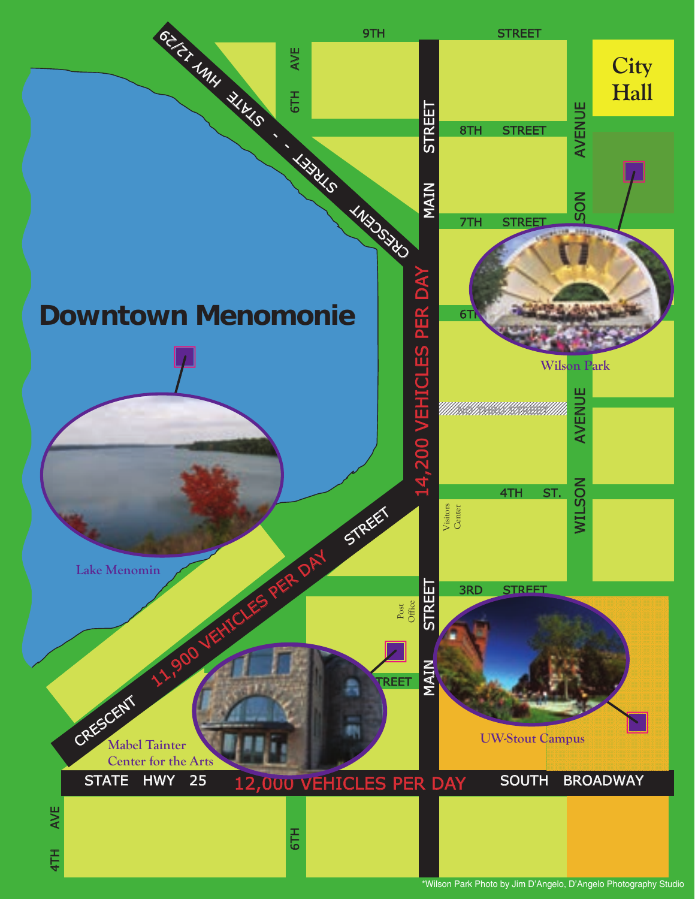# Downtown Menomonie

City Hall

9TH STREET

8TH STREET

7TH STREET

6TH

4TH ST.

3RD STREET

6TH AVE

WILSON AVENUE

MAIN STREET

CRESCENT STREET - STATE HWY 12/29

14,200 VEHICLES PER DAY

CRESCENT STREET

11,900 VEHICLES PER DAY

STATE HWY 25

12,000 VEHICLES PER DAY

SOUTH BROADWAY

4TH AVE

NO THRU STREET

Visitors Center

Post Office

Lake Menomin

Wilson Park

Mabel Tainter Center for the Arts

UW-Stout Campus

*Wilson Park Photo by Jim D'Angelo, D'Angelo Photography Studio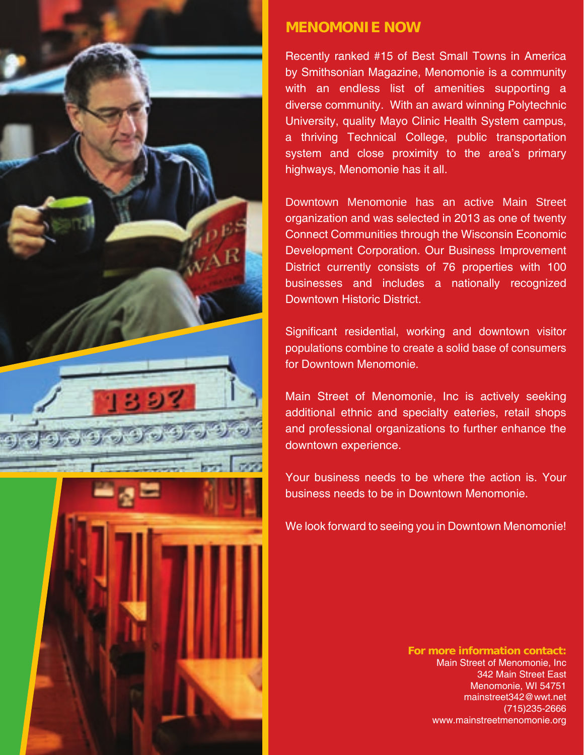## MENOMONIE NOW

Recently ranked #15 of Best Small Towns in America by Smithsonian Magazine, Menomonie is a community with an endless list of amenities supporting a diverse community. With an award winning Polytechnic University, quality Mayo Clinic Health System campus, a thriving Technical College, public transportation system and close proximity to the area's primary highways, Menomonie has it all.

Downtown Menomonie has an active Main Street organization and was selected in 2013 as one of twenty Connect Communities through the Wisconsin Economic Development Corporation. Our Business Improvement District currently consists of 76 properties with 100 businesses and includes a nationally recognized Downtown Historic District.

Significant residential, working and downtown visitor populations combine to create a solid base of consumers for Downtown Menomonie.

Main Street of Menomonie, Inc is actively seeking additional ethnic and specialty eateries, retail shops and professional organizations to further enhance the downtown experience.

Your business needs to be where the action is. Your business needs to be in Downtown Menomonie.

We look forward to seeing you in Downtown Menomonie!

**For more information contact:**
Main Street of Menomonie, Inc
342 Main Street East
Menomonie, WI 54751
mainstreet342@wwt.net
(715)235-2666
www.mainstreetmenomonie.org